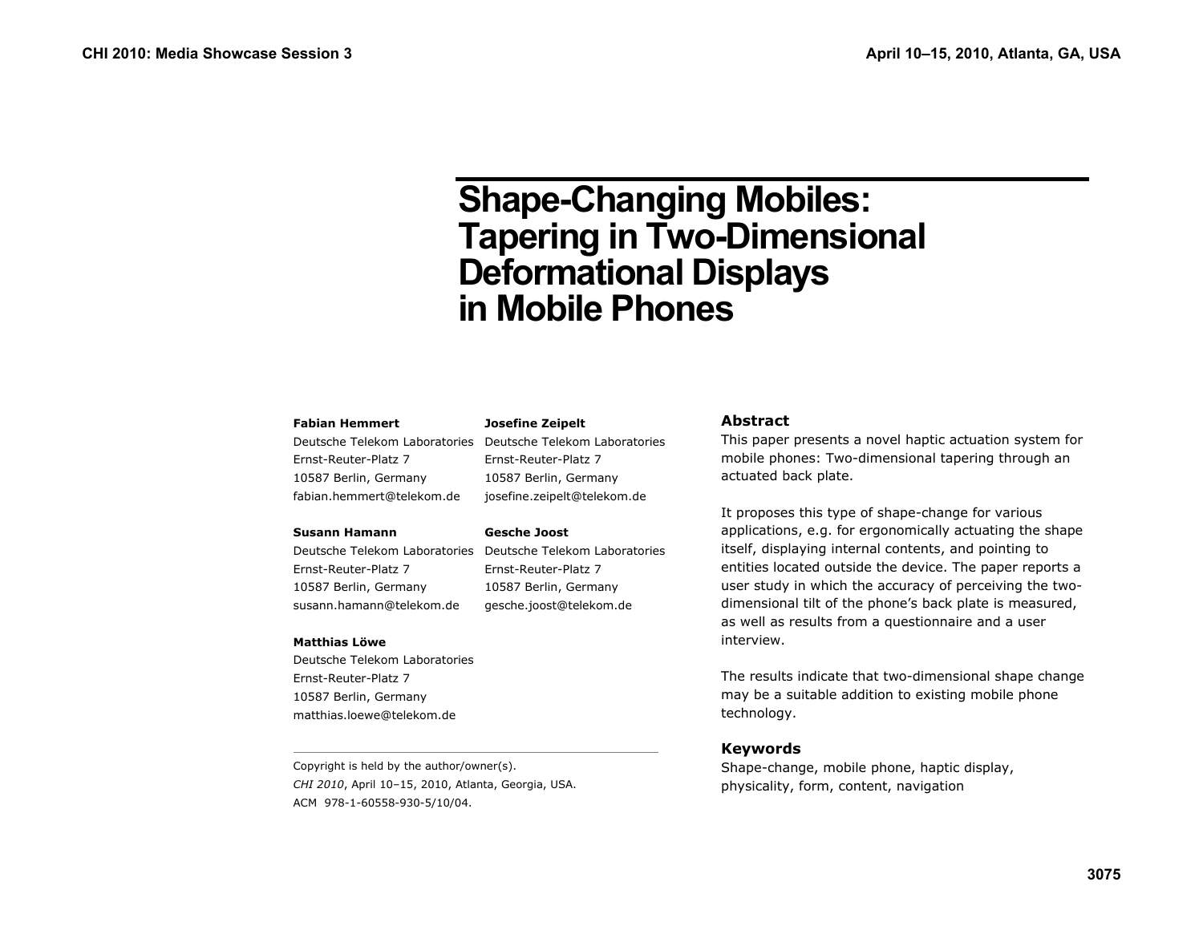# Shape-Changing Mobiles: Tapering in Two-Dimensional Deformational Displays in Mobile Phones

**Fabian Hemmert**
Deutsche Telekom Laboratories
Ernst-Reuter-Platz 7
10587 Berlin, Germany
fabian.hemmert@telekom.de

**Josefine Zeipelt**
Deutsche Telekom Laboratories
Ernst-Reuter-Platz 7
10587 Berlin, Germany
josefine.zeipelt@telekom.de

**Susann Hamann**
Deutsche Telekom Laboratories
Ernst-Reuter-Platz 7
10587 Berlin, Germany
susann.hamann@telekom.de

**Gesche Joost**
Deutsche Telekom Laboratories
Ernst-Reuter-Platz 7
10587 Berlin, Germany
gesche.joost@telekom.de

**Matthias Löwe**
Deutsche Telekom Laboratories
Ernst-Reuter-Platz 7
10587 Berlin, Germany
matthias.loewe@telekom.de

Copyright is held by the author/owner(s).
*CHI 2010*, April 10–15, 2010, Atlanta, Georgia, USA.
ACM 978-1-60558-930-5/10/04.

## Abstract

This paper presents a novel haptic actuation system for mobile phones: Two-dimensional tapering through an actuated back plate.

It proposes this type of shape-change for various applications, e.g. for ergonomically actuating the shape itself, displaying internal contents, and pointing to entities located outside the device. The paper reports a user study in which the accuracy of perceiving the two-dimensional tilt of the phone's back plate is measured, as well as results from a questionnaire and a user interview.

The results indicate that two-dimensional shape change may be a suitable addition to existing mobile phone technology.

## Keywords

Shape-change, mobile phone, haptic display, physicality, form, content, navigation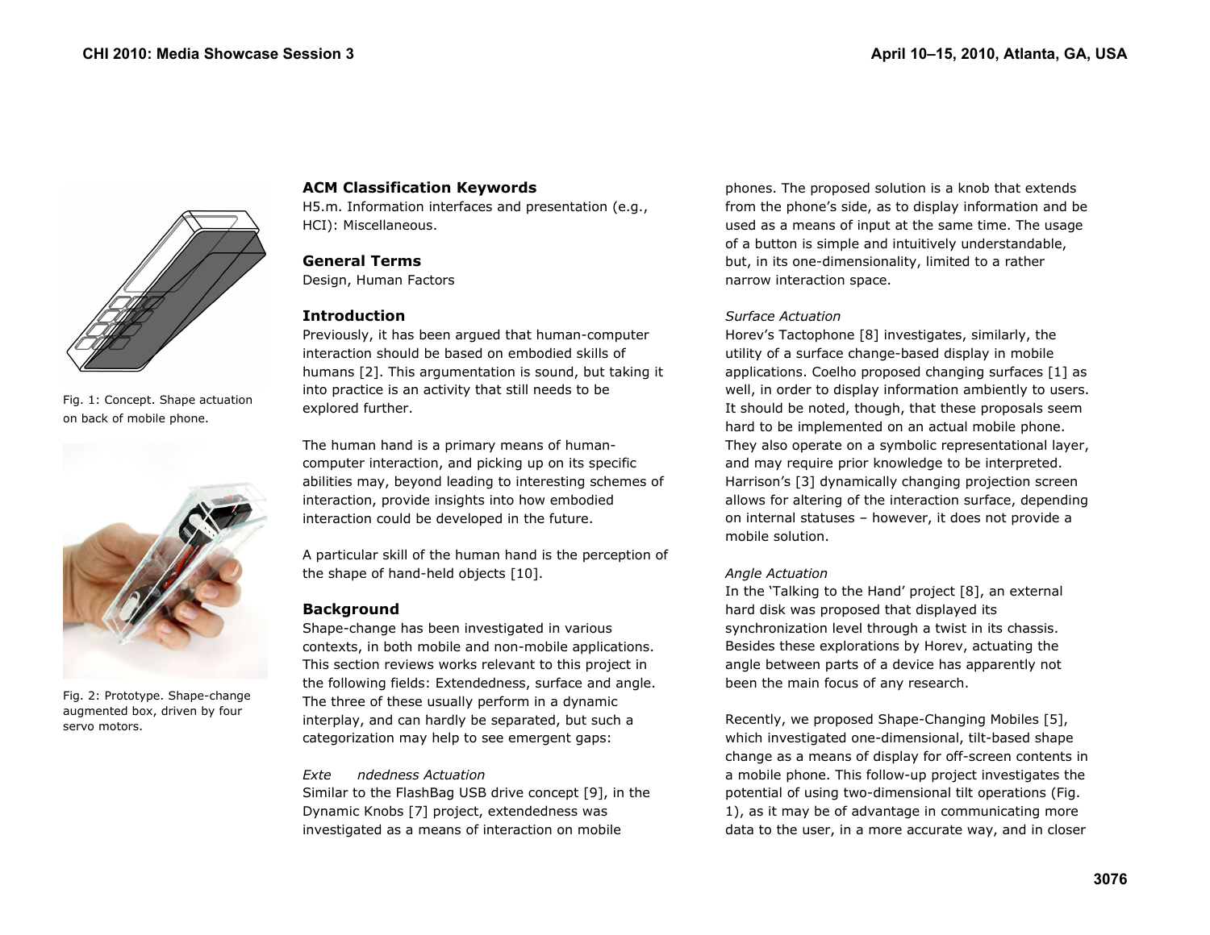Fig. 1: Concept. Shape actuation on back of mobile phone.

Fig. 2: Prototype. Shape-change augmented box, driven by four servo motors.

### ACM Classification Keywords

H5.m. Information interfaces and presentation (e.g., HCI): Miscellaneous.

### General Terms

Design, Human Factors

### Introduction

Previously, it has been argued that human-computer interaction should be based on embodied skills of humans [2]. This argumentation is sound, but taking it into practice is an activity that still needs to be explored further.

The human hand is a primary means of human-computer interaction, and picking up on its specific abilities may, beyond leading to interesting schemes of interaction, provide insights into how embodied interaction could be developed in the future.

A particular skill of the human hand is the perception of the shape of hand-held objects [10].

### Background

Shape-change has been investigated in various contexts, in both mobile and non-mobile applications. This section reviews works relevant to this project in the following fields: Extendedness, surface and angle. The three of these usually perform in a dynamic interplay, and can hardly be separated, but such a categorization may help to see emergent gaps:

*Extendedness Actuation*

Similar to the FlashBag USB drive concept [9], in the Dynamic Knobs [7] project, extendedness was investigated as a means of interaction on mobile phones. The proposed solution is a knob that extends from the phone's side, as to display information and be used as a means of input at the same time. The usage of a button is simple and intuitively understandable, but, in its one-dimensionality, limited to a rather narrow interaction space.

*Surface Actuation*

Horev's Tactophone [8] investigates, similarly, the utility of a surface change-based display in mobile applications. Coelho proposed changing surfaces [1] as well, in order to display information ambiently to users. It should be noted, though, that these proposals seem hard to be implemented on an actual mobile phone. They also operate on a symbolic representational layer, and may require prior knowledge to be interpreted. Harrison's [3] dynamically changing projection screen allows for altering of the interaction surface, depending on internal statuses – however, it does not provide a mobile solution.

*Angle Actuation*

In the 'Talking to the Hand' project [8], an external hard disk was proposed that displayed its synchronization level through a twist in its chassis. Besides these explorations by Horev, actuating the angle between parts of a device has apparently not been the main focus of any research.

Recently, we proposed Shape-Changing Mobiles [5], which investigated one-dimensional, tilt-based shape change as a means of display for off-screen contents in a mobile phone. This follow-up project investigates the potential of using two-dimensional tilt operations (Fig. 1), as it may be of advantage in communicating more data to the user, in a more accurate way, and in closer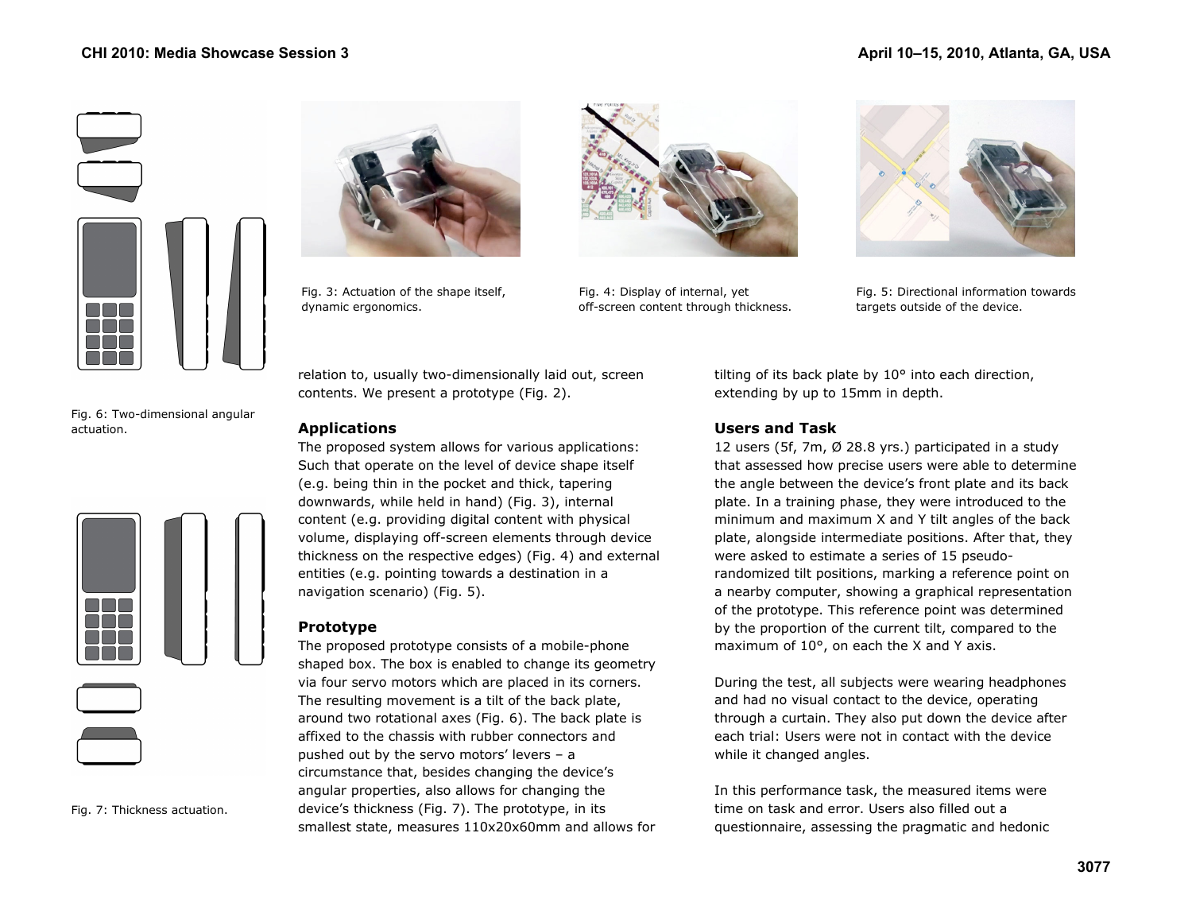Fig. 3: Actuation of the shape itself, dynamic ergonomics.

Fig. 4: Display of internal, yet off-screen content through thickness.

Fig. 5: Directional information towards targets outside of the device.

Fig. 6: Two-dimensional angular actuation.

Fig. 7: Thickness actuation.

relation to, usually two-dimensionally laid out, screen contents. We present a prototype (Fig. 2).

### Applications

The proposed system allows for various applications: Such that operate on the level of device shape itself (e.g. being thin in the pocket and thick, tapering downwards, while held in hand) (Fig. 3), internal content (e.g. providing digital content with physical volume, displaying off-screen elements through device thickness on the respective edges) (Fig. 4) and external entities (e.g. pointing towards a destination in a navigation scenario) (Fig. 5).

### Prototype

The proposed prototype consists of a mobile-phone shaped box. The box is enabled to change its geometry via four servo motors which are placed in its corners. The resulting movement is a tilt of the back plate, around two rotational axes (Fig. 6). The back plate is affixed to the chassis with rubber connectors and pushed out by the servo motors' levers – a circumstance that, besides changing the device's angular properties, also allows for changing the device's thickness (Fig. 7). The prototype, in its smallest state, measures 110x20x60mm and allows for tilting of its back plate by 10° into each direction, extending by up to 15mm in depth.

### Users and Task

12 users (5f, 7m, Ø 28.8 yrs.) participated in a study that assessed how precise users were able to determine the angle between the device's front plate and its back plate. In a training phase, they were introduced to the minimum and maximum X and Y tilt angles of the back plate, alongside intermediate positions. After that, they were asked to estimate a series of 15 pseudo-randomized tilt positions, marking a reference point on a nearby computer, showing a graphical representation of the prototype. This reference point was determined by the proportion of the current tilt, compared to the maximum of 10°, on each the X and Y axis.

During the test, all subjects were wearing headphones and had no visual contact to the device, operating through a curtain. They also put down the device after each trial: Users were not in contact with the device while it changed angles.

In this performance task, the measured items were time on task and error. Users also filled out a questionnaire, assessing the pragmatic and hedonic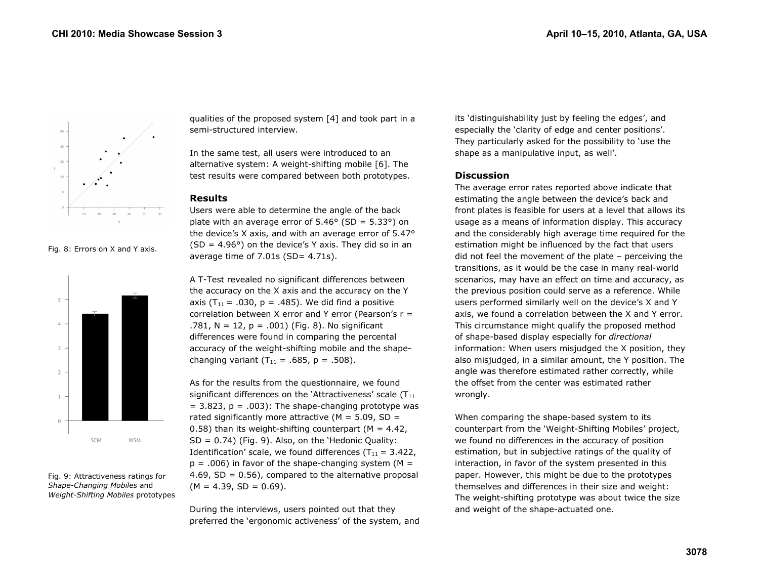qualities of the proposed system [4] and took part in a semi-structured interview.

In the same test, all users were introduced to an alternative system: A weight-shifting mobile [6]. The test results were compared between both prototypes.

### Results

Users were able to determine the angle of the back plate with an average error of 5.46° (SD = 5.33°) on the device's X axis, and with an average error of 5.47° (SD = 4.96°) on the device's Y axis. They did so in an average time of 7.01s (SD= 4.71s).

A T-Test revealed no significant differences between the accuracy on the X axis and the accuracy on the Y axis ($T_{11}$ = .030, p = .485). We did find a positive correlation between X error and Y error (Pearson's r = .781, N = 12, p = .001) (Fig. 8). No significant differences were found in comparing the percental accuracy of the weight-shifting mobile and the shape-changing variant ($T_{11}$ = .685, p = .508).

Fig. 8: Errors on X and Y axis.

As for the results from the questionnaire, we found significant differences on the 'Attractiveness' scale ($T_{11}$ = 3.823, p = .003): The shape-changing prototype was rated significantly more attractive (M = 5.09, SD = 0.58) than its weight-shifting counterpart (M = 4.42, SD = 0.74) (Fig. 9). Also, on the 'Hedonic Quality: Identification' scale, we found differences ($T_{11}$ = 3.422, p = .006) in favor of the shape-changing system (M = 4.69, SD = 0.56), compared to the alternative proposal (M = 4.39, SD = 0.69).

Fig. 9: Attractiveness ratings for *Shape-Changing Mobiles* and *Weight-Shifting Mobiles* prototypes

During the interviews, users pointed out that they preferred the 'ergonomic activeness' of the system, and its 'distinguishability just by feeling the edges', and especially the 'clarity of edge and center positions'. They particularly asked for the possibility to 'use the shape as a manipulative input, as well'.

### Discussion

The average error rates reported above indicate that estimating the angle between the device's back and front plates is feasible for users at a level that allows its usage as a means of information display. This accuracy and the considerably high average time required for the estimation might be influenced by the fact that users did not feel the movement of the plate – perceiving the transitions, as it would be the case in many real-world scenarios, may have an effect on time and accuracy, as the previous position could serve as a reference. While users performed similarly well on the device's X and Y axis, we found a correlation between the X and Y error. This circumstance might qualify the proposed method of shape-based display especially for *directional* information: When users misjudged the X position, they also misjudged, in a similar amount, the Y position. The angle was therefore estimated rather correctly, while the offset from the center was estimated rather wrongly.

When comparing the shape-based system to its counterpart from the 'Weight-Shifting Mobiles' project, we found no differences in the accuracy of position estimation, but in subjective ratings of the quality of interaction, in favor of the system presented in this paper. However, this might be due to the prototypes themselves and differences in their size and weight: The weight-shifting prototype was about twice the size and weight of the shape-actuated one.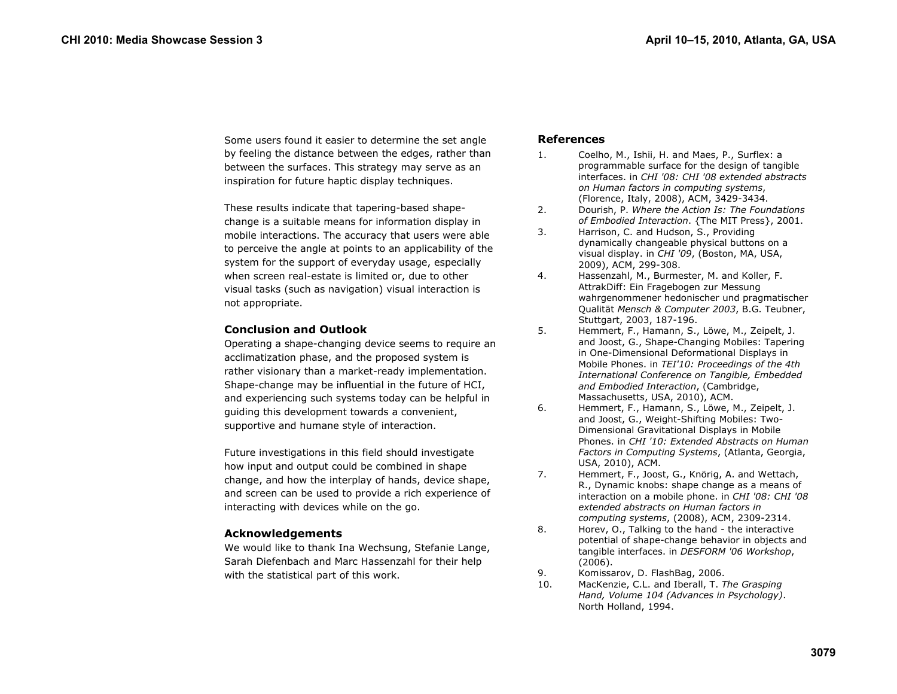Some users found it easier to determine the set angle by feeling the distance between the edges, rather than between the surfaces. This strategy may serve as an inspiration for future haptic display techniques.

These results indicate that tapering-based shape-change is a suitable means for information display in mobile interactions. The accuracy that users were able to perceive the angle at points to an applicability of the system for the support of everyday usage, especially when screen real-estate is limited or, due to other visual tasks (such as navigation) visual interaction is not appropriate.

### Conclusion and Outlook

Operating a shape-changing device seems to require an acclimatization phase, and the proposed system is rather visionary than a market-ready implementation. Shape-change may be influential in the future of HCI, and experiencing such systems today can be helpful in guiding this development towards a convenient, supportive and humane style of interaction.

Future investigations in this field should investigate how input and output could be combined in shape change, and how the interplay of hands, device shape, and screen can be used to provide a rich experience of interacting with devices while on the go.

### Acknowledgements

We would like to thank Ina Wechsung, Stefanie Lange, Sarah Diefenbach and Marc Hassenzahl for their help with the statistical part of this work.

### References

1. Coelho, M., Ishii, H. and Maes, P., Surflex: a programmable surface for the design of tangible interfaces. in *CHI '08: CHI '08 extended abstracts on Human factors in computing systems*, (Florence, Italy, 2008), ACM, 3429-3434.
2. Dourish, P. *Where the Action Is: The Foundations of Embodied Interaction*. {The MIT Press}, 2001.
3. Harrison, C. and Hudson, S., Providing dynamically changeable physical buttons on a visual display. in *CHI '09*, (Boston, MA, USA, 2009), ACM, 299-308.
4. Hassenzahl, M., Burmester, M. and Koller, F. AttrakDiff: Ein Fragebogen zur Messung wahrgenommener hedonischer und pragmatischer Qualität *Mensch & Computer 2003*, B.G. Teubner, Stuttgart, 2003, 187-196.
5. Hemmert, F., Hamann, S., Löwe, M., Zeipelt, J. and Joost, G., Shape-Changing Mobiles: Tapering in One-Dimensional Deformational Displays in Mobile Phones. in *TEI'10: Proceedings of the 4th International Conference on Tangible, Embedded and Embodied Interaction*, (Cambridge, Massachusetts, USA, 2010), ACM.
6. Hemmert, F., Hamann, S., Löwe, M., Zeipelt, J. and Joost, G., Weight-Shifting Mobiles: Two-Dimensional Gravitational Displays in Mobile Phones. in *CHI '10: Extended Abstracts on Human Factors in Computing Systems*, (Atlanta, Georgia, USA, 2010), ACM.
7. Hemmert, F., Joost, G., Knörig, A. and Wettach, R., Dynamic knobs: shape change as a means of interaction on a mobile phone. in *CHI '08: CHI '08 extended abstracts on Human factors in computing systems*, (2008), ACM, 2309-2314.
8. Horev, O., Talking to the hand - the interactive potential of shape-change behavior in objects and tangible interfaces. in *DESFORM '06 Workshop*, (2006).
9. Komissarov, D. FlashBag, 2006.
10. MacKenzie, C.L. and Iberall, T. *The Grasping Hand, Volume 104 (Advances in Psychology)*. North Holland, 1994.